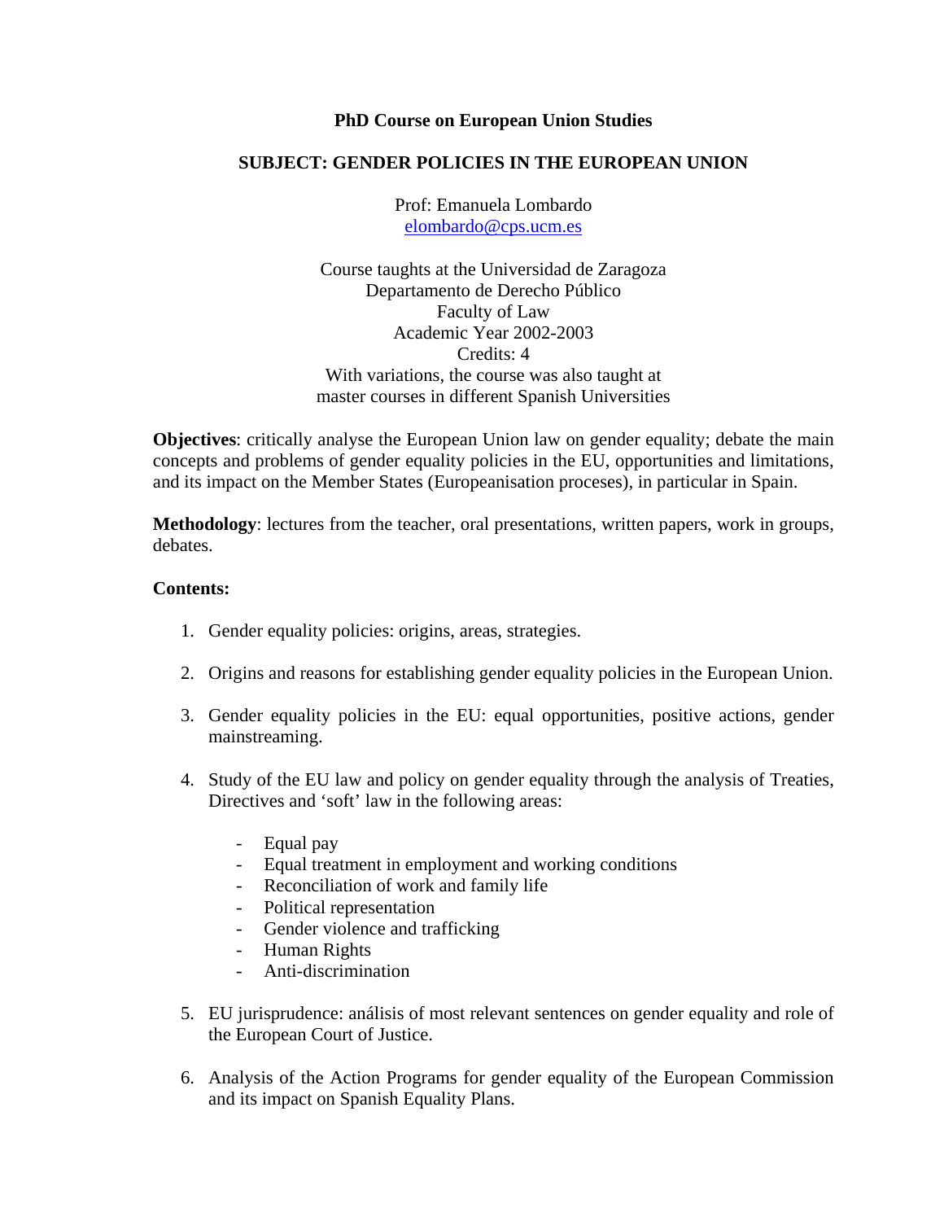**PhD Course on European Union Studies**

**SUBJECT: GENDER POLICIES IN THE EUROPEAN UNION**

Prof: Emanuela Lombardo
elombardo@cps.ucm.es

Course taughts at the Universidad de Zaragoza
Departamento de Derecho Público
Faculty of Law
Academic Year 2002-2003
Credits: 4
With variations, the course was also taught at
master courses in different Spanish Universities

**Objectives**: critically analyse the European Union law on gender equality; debate the main concepts and problems of gender equality policies in the EU, opportunities and limitations, and its impact on the Member States (Europeanisation proceses), in particular in Spain.

**Methodology**: lectures from the teacher, oral presentations, written papers, work in groups, debates.

**Contents:**

1. Gender equality policies: origins, areas, strategies.

2. Origins and reasons for establishing gender equality policies in the European Union.

3. Gender equality policies in the EU: equal opportunities, positive actions, gender mainstreaming.

4. Study of the EU law and policy on gender equality through the analysis of Treaties, Directives and 'soft' law in the following areas:

   - Equal pay
   - Equal treatment in employment and working conditions
   - Reconciliation of work and family life
   - Political representation
   - Gender violence and trafficking
   - Human Rights
   - Anti-discrimination

5. EU jurisprudence: análisis of most relevant sentences on gender equality and role of the European Court of Justice.

6. Analysis of the Action Programs for gender equality of the European Commission and its impact on Spanish Equality Plans.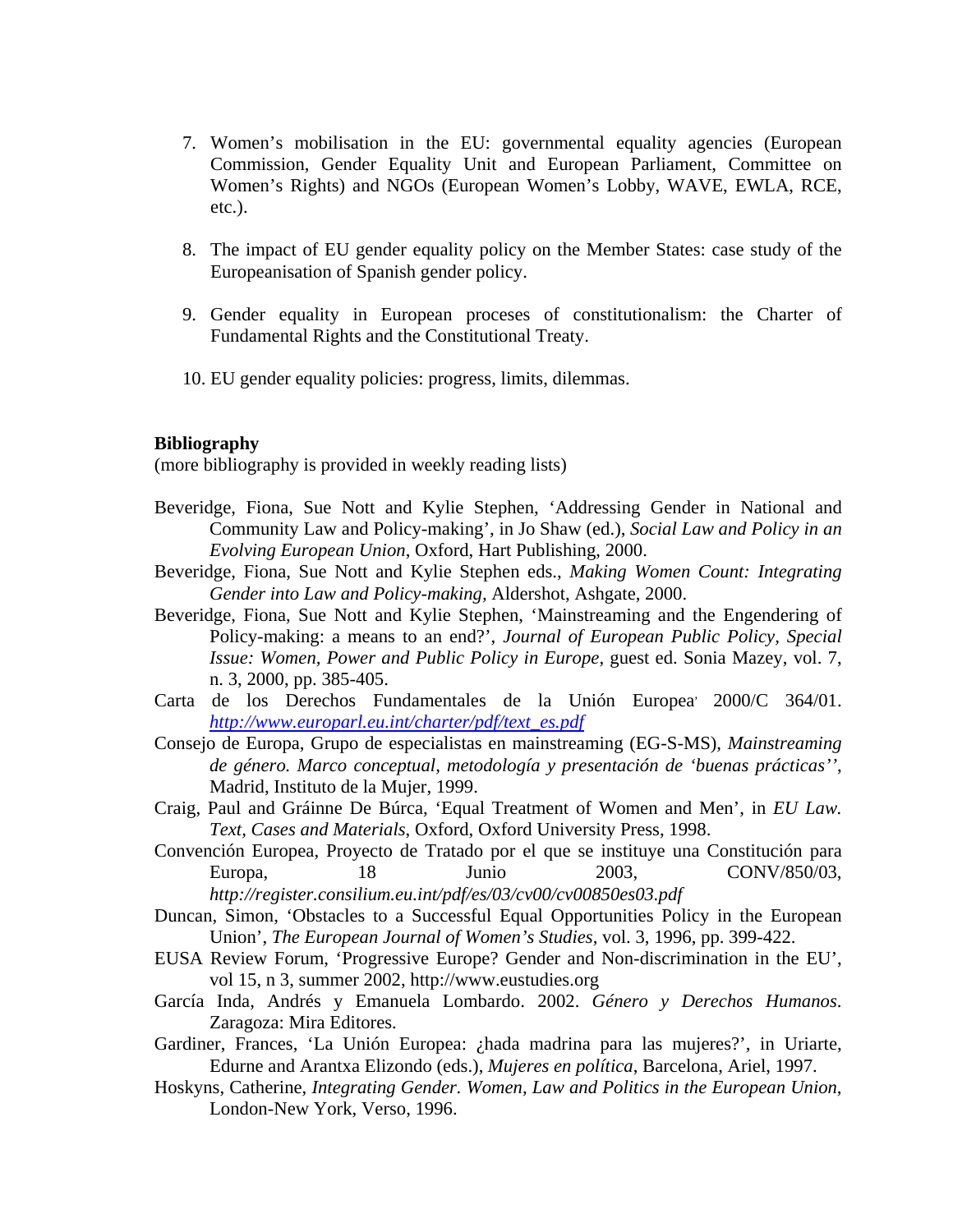7. Women's mobilisation in the EU: governmental equality agencies (European Commission, Gender Equality Unit and European Parliament, Committee on Women's Rights) and NGOs (European Women's Lobby, WAVE, EWLA, RCE, etc.).

8. The impact of EU gender equality policy on the Member States: case study of the Europeanisation of Spanish gender policy.

9. Gender equality in European proceses of constitutionalism: the Charter of Fundamental Rights and the Constitutional Treaty.

10. EU gender equality policies: progress, limits, dilemmas.

**Bibliography**
(more bibliography is provided in weekly reading lists)

Beveridge, Fiona, Sue Nott and Kylie Stephen, 'Addressing Gender in National and Community Law and Policy-making', in Jo Shaw (ed.), *Social Law and Policy in an Evolving European Union*, Oxford, Hart Publishing, 2000.

Beveridge, Fiona, Sue Nott and Kylie Stephen eds., *Making Women Count: Integrating Gender into Law and Policy-making*, Aldershot, Ashgate, 2000.

Beveridge, Fiona, Sue Nott and Kylie Stephen, 'Mainstreaming and the Engendering of Policy-making: a means to an end?', *Journal of European Public Policy*, *Special Issue: Women, Power and Public Policy in Europe*, guest ed. Sonia Mazey, vol. 7, n. 3, 2000, pp. 385-405.

Carta de los Derechos Fundamentales de la Unión Europea, 2000/C 364/01. *http://www.europarl.eu.int/charter/pdf/text_es.pdf*

Consejo de Europa, Grupo de especialistas en mainstreaming (EG-S-MS), *Mainstreaming de género. Marco conceptual, metodología y presentación de 'buenas prácticas''*, Madrid, Instituto de la Mujer, 1999.

Craig, Paul and Gráinne De Búrca, 'Equal Treatment of Women and Men', in *EU Law. Text, Cases and Materials*, Oxford, Oxford University Press, 1998.

Convención Europea, Proyecto de Tratado por el que se instituye una Constitución para Europa, 18 Junio 2003, CONV/850/03, *http://register.consilium.eu.int/pdf/es/03/cv00/cv00850es03.pdf*

Duncan, Simon, 'Obstacles to a Successful Equal Opportunities Policy in the European Union', *The European Journal of Women's Studies*, vol. 3, 1996, pp. 399-422.

EUSA Review Forum, 'Progressive Europe? Gender and Non-discrimination in the EU', vol 15, n 3, summer 2002, http://www.eustudies.org

García Inda, Andrés y Emanuela Lombardo. 2002. *Género y Derechos Humanos*. Zaragoza: Mira Editores.

Gardiner, Frances, 'La Unión Europea: ¿hada madrina para las mujeres?', in Uriarte, Edurne and Arantxa Elizondo (eds.), *Mujeres en política*, Barcelona, Ariel, 1997.

Hoskyns, Catherine, *Integrating Gender. Women, Law and Politics in the European Union*, London-New York, Verso, 1996.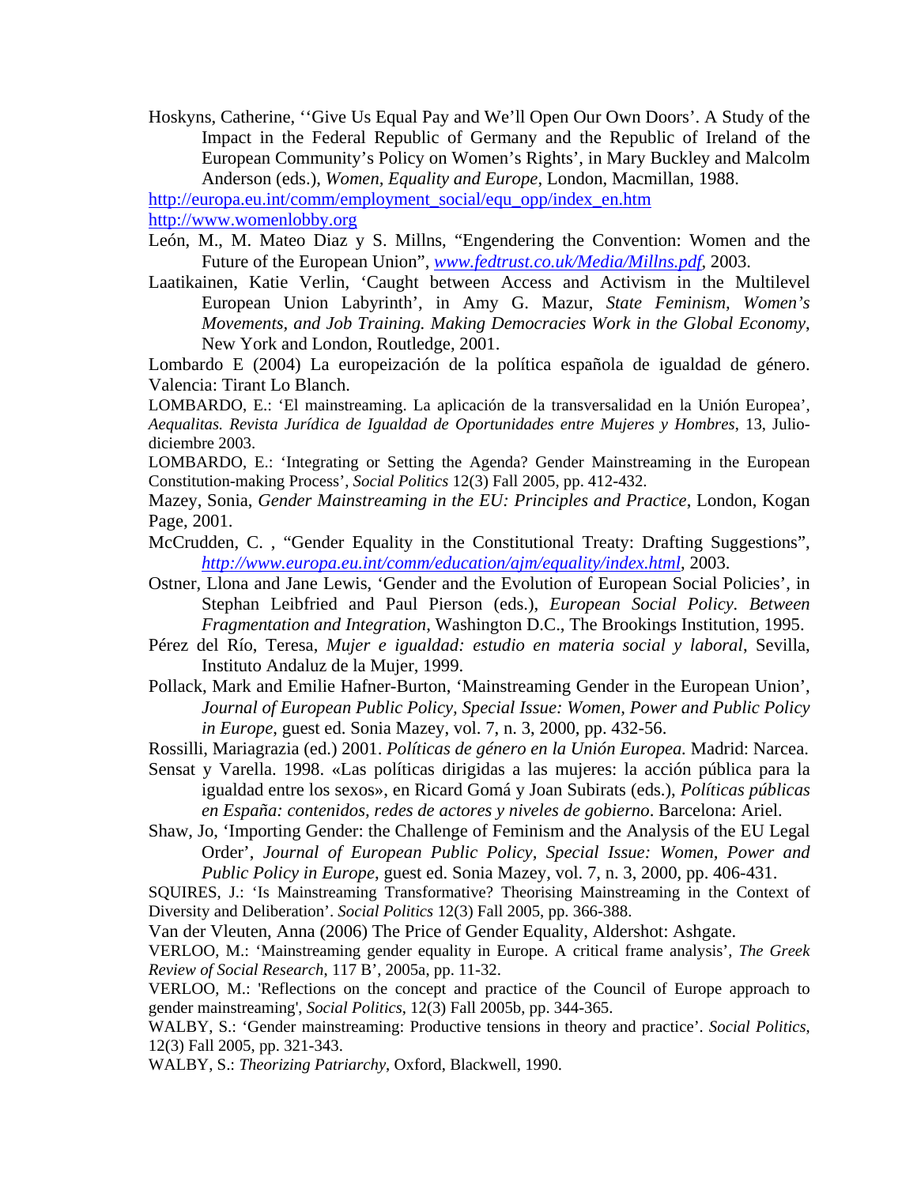Hoskyns, Catherine, ''Give Us Equal Pay and We'll Open Our Own Doors'. A Study of the Impact in the Federal Republic of Germany and the Republic of Ireland of the European Community's Policy on Women's Rights', in Mary Buckley and Malcolm Anderson (eds.), *Women, Equality and Europe*, London, Macmillan, 1988.

http://europa.eu.int/comm/employment_social/equ_opp/index_en.htm

http://www.womenlobby.org

León, M., M. Mateo Diaz y S. Millns, "Engendering the Convention: Women and the Future of the European Union", *www.fedtrust.co.uk/Media/Millns.pdf*, 2003.

Laatikainen, Katie Verlin, 'Caught between Access and Activism in the Multilevel European Union Labyrinth', in Amy G. Mazur, *State Feminism, Women's Movements, and Job Training. Making Democracies Work in the Global Economy*, New York and London, Routledge, 2001.

Lombardo E (2004) La europeización de la política española de igualdad de género. Valencia: Tirant Lo Blanch.

LOMBARDO, E.: 'El mainstreaming. La aplicación de la transversalidad en la Unión Europea', *Aequalitas. Revista Jurídica de Igualdad de Oportunidades entre Mujeres y Hombres*, 13, Julio-diciembre 2003.

LOMBARDO, E.: 'Integrating or Setting the Agenda? Gender Mainstreaming in the European Constitution-making Process', *Social Politics* 12(3) Fall 2005, pp. 412-432.

Mazey, Sonia, *Gender Mainstreaming in the EU: Principles and Practice*, London, Kogan Page, 2001.

McCrudden, C. , "Gender Equality in the Constitutional Treaty: Drafting Suggestions", *http://www.europa.eu.int/comm/education/ajm/equality/index.html*, 2003.

Ostner, Llona and Jane Lewis, 'Gender and the Evolution of European Social Policies', in Stephan Leibfried and Paul Pierson (eds.), *European Social Policy. Between Fragmentation and Integration*, Washington D.C., The Brookings Institution, 1995.

Pérez del Río, Teresa, *Mujer e igualdad: estudio en materia social y laboral*, Sevilla, Instituto Andaluz de la Mujer, 1999.

Pollack, Mark and Emilie Hafner-Burton, 'Mainstreaming Gender in the European Union', *Journal of European Public Policy, Special Issue: Women, Power and Public Policy in Europe*, guest ed. Sonia Mazey, vol. 7, n. 3, 2000, pp. 432-56.

Rossilli, Mariagrazia (ed.) 2001. *Políticas de género en la Unión Europea*. Madrid: Narcea.

Sensat y Varella. 1998. «Las políticas dirigidas a las mujeres: la acción pública para la igualdad entre los sexos», en Ricard Gomá y Joan Subirats (eds.), *Políticas públicas en España: contenidos, redes de actores y niveles de gobierno*. Barcelona: Ariel.

Shaw, Jo, 'Importing Gender: the Challenge of Feminism and the Analysis of the EU Legal Order', *Journal of European Public Policy, Special Issue: Women, Power and Public Policy in Europe*, guest ed. Sonia Mazey, vol. 7, n. 3, 2000, pp. 406-431.

SQUIRES, J.: 'Is Mainstreaming Transformative? Theorising Mainstreaming in the Context of Diversity and Deliberation'. *Social Politics* 12(3) Fall 2005, pp. 366-388.

Van der Vleuten, Anna (2006) The Price of Gender Equality, Aldershot: Ashgate.

VERLOO, M.: 'Mainstreaming gender equality in Europe. A critical frame analysis', *The Greek Review of Social Research*, 117 B', 2005a, pp. 11-32.

VERLOO, M.: 'Reflections on the concept and practice of the Council of Europe approach to gender mainstreaming', *Social Politics*, 12(3) Fall 2005b, pp. 344-365.

WALBY, S.: 'Gender mainstreaming: Productive tensions in theory and practice'. *Social Politics*, 12(3) Fall 2005, pp. 321-343.

WALBY, S.: *Theorizing Patriarchy*, Oxford, Blackwell, 1990.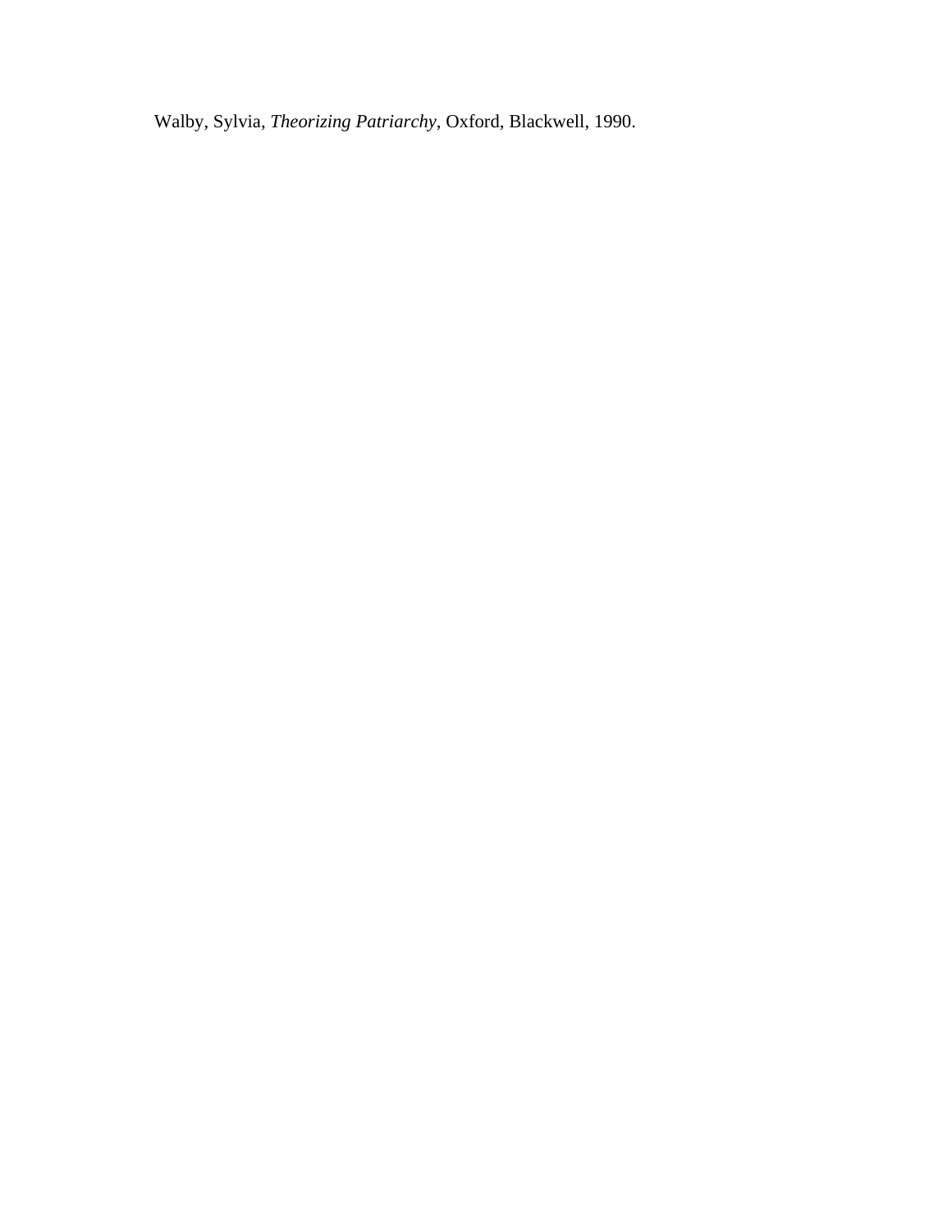Walby, Sylvia, *Theorizing Patriarchy*, Oxford, Blackwell, 1990.